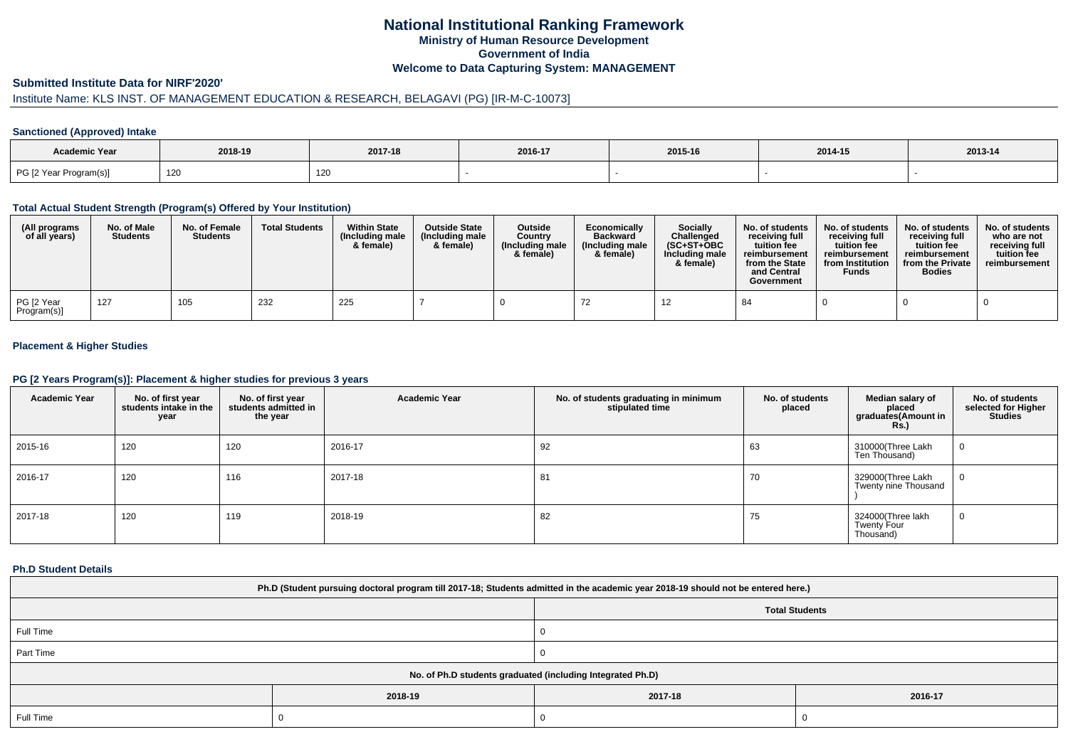# National Institutional Ranking Framework

## Ministry of Human Resource Development

## Government of India

## Welcome to Data Capturing System: MANAGEMENT

### Submitted Institute Data for NIRF'2020'

Institute Name: KLS INST. OF MANAGEMENT EDUCATION & RESEARCH, BELAGAVI (PG) [IR-M-C-10073]

#### Sanctioned (Approved) Intake

| Academic Year | 2018-19 | 2017-18 | 2016-17 | 2015-16 | 2014-15 | 2013-14 |
|---|---|---|---|---|---|---|
| PG [2 Year Program(s)] | 120 | 120 | - | - | - | - |

#### Total Actual Student Strength (Program(s) Offered by Your Institution)

| (All programs of all years) | No. of Male Students | No. of Female Students | Total Students | Within State (Including male & female) | Outside State (Including male & female) | Outside Country (Including male & female) | Economically Backward (Including male & female) | Socially Challenged (SC+ST+OBC Including male & female) | No. of students receiving full tuition fee reimbursement from the State and Central Government | No. of students receiving full tuition fee reimbursement from Institution Funds | No. of students receiving full tuition fee reimbursement from the Private Bodies | No. of students who are not receiving full tuition fee reimbursement |
|---|---|---|---|---|---|---|---|---|---|---|---|---|
| PG [2 Year Program(s)] | 127 | 105 | 232 | 225 | 7 | 0 | 72 | 12 | 84 | 0 | 0 | 0 |

#### Placement & Higher Studies

#### PG [2 Years Program(s)]: Placement & higher studies for previous 3 years

| Academic Year | No. of first year students intake in the year | No. of first year students admitted in the year | Academic Year | No. of students graduating in minimum stipulated time | No. of students placed | Median salary of placed graduates(Amount in Rs.) | No. of students selected for Higher Studies |
|---|---|---|---|---|---|---|---|
| 2015-16 | 120 | 120 | 2016-17 | 92 | 63 | 310000(Three Lakh Ten Thousand) | 0 |
| 2016-17 | 120 | 116 | 2017-18 | 81 | 70 | 329000(Three Lakh Twenty nine Thousand ) | 0 |
| 2017-18 | 120 | 119 | 2018-19 | 82 | 75 | 324000(Three lakh Twenty Four Thousand) | 0 |

#### Ph.D Student Details

| Ph.D (Student pursuing doctoral program till 2017-18; Students admitted in the academic year 2018-19 should not be entered here.) | |
|---|---|
| | Total Students |
| Full Time | 0 |
| Part Time | 0 |

| No. of Ph.D students graduated (including Integrated Ph.D) | | | |
|---|---|---|---|
| | 2018-19 | 2017-18 | 2016-17 |
| Full Time | 0 | 0 | 0 |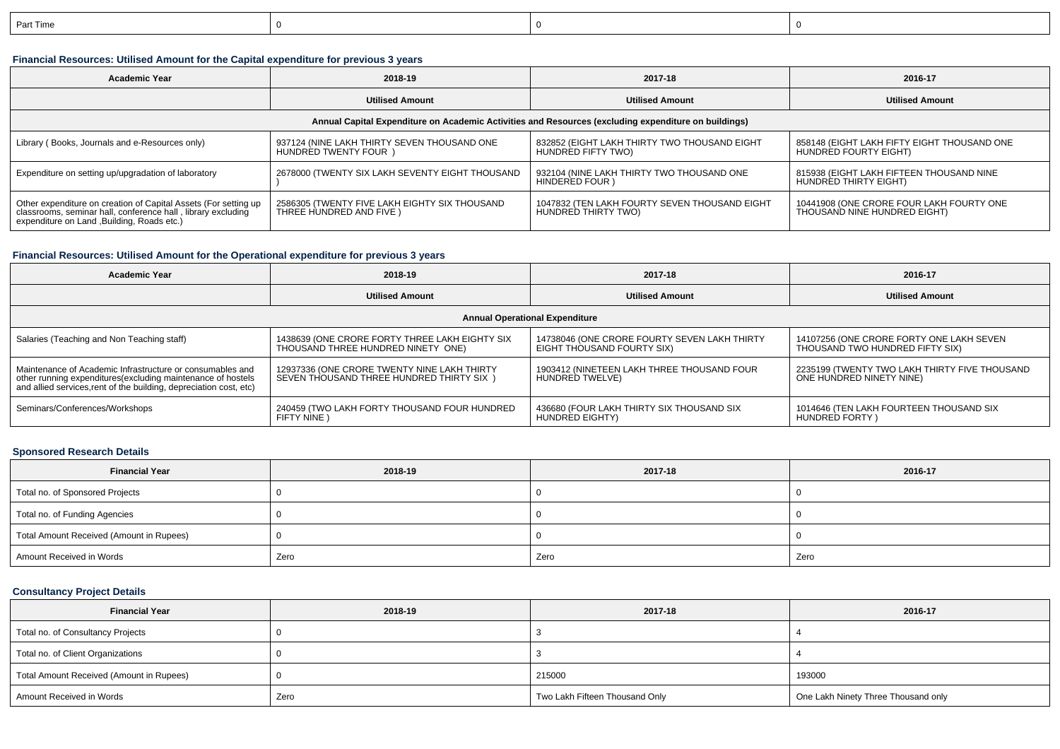| Part Time | 0 | 0 | 0 |
|---|---|---|---|

### Financial Resources: Utilised Amount for the Capital expenditure for previous 3 years

| Academic Year | 2018-19 | 2017-18 | 2016-17 |
|---|---|---|---|
| | Utilised Amount | Utilised Amount | Utilised Amount |
| Annual Capital Expenditure on Academic Activities and Resources (excluding expenditure on buildings) | | | |
| Library ( Books, Journals and e-Resources only) | 937124 (NINE LAKH THIRTY SEVEN THOUSAND ONE HUNDRED TWENTY FOUR ) | 832852 (EIGHT LAKH THIRTY TWO THOUSAND EIGHT HUNDRED FIFTY TWO) | 858148 (EIGHT LAKH FIFTY EIGHT THOUSAND ONE HUNDRED FOURTY EIGHT) |
| Expenditure on setting up/upgradation of laboratory | 2678000 (TWENTY SIX LAKH SEVENTY EIGHT THOUSAND ) | 932104 (NINE LAKH THIRTY TWO THOUSAND ONE HINDERED FOUR ) | 815938 (EIGHT LAKH FIFTEEN THOUSAND NINE HUNDRED THIRTY EIGHT) |
| Other expenditure on creation of Capital Assets (For setting up classrooms, seminar hall, conference hall , library excluding expenditure on Land ,Building, Roads etc.) | 2586305 (TWENTY FIVE LAKH EIGHTY SIX THOUSAND THREE HUNDRED AND FIVE ) | 1047832 (TEN LAKH FOURTY SEVEN THOUSAND EIGHT HUNDRED THIRTY TWO) | 10441908 (ONE CRORE FOUR LAKH FOURTY ONE THOUSAND NINE HUNDRED EIGHT) |

### Financial Resources: Utilised Amount for the Operational expenditure for previous 3 years

| Academic Year | 2018-19 | 2017-18 | 2016-17 |
|---|---|---|---|
| | Utilised Amount | Utilised Amount | Utilised Amount |
| Annual Operational Expenditure | | | |
| Salaries (Teaching and Non Teaching staff) | 1438639 (ONE CRORE FORTY THREE LAKH EIGHTY SIX THOUSAND THREE HUNDRED NINETY ONE) | 14738046 (ONE CRORE FOURTY SEVEN LAKH THIRTY EIGHT THOUSAND FOURTY SIX) | 14107256 (ONE CRORE FORTY ONE LAKH SEVEN THOUSAND TWO HUNDRED FIFTY SIX) |
| Maintenance of Academic Infrastructure or consumables and other running expenditures(excluding maintenance of hostels and allied services,rent of the building, depreciation cost, etc) | 12937336 (ONE CRORE TWENTY NINE LAKH THIRTY SEVEN THOUSAND THREE HUNDRED THIRTY SIX ) | 1903412 (NINETEEN LAKH THREE THOUSAND FOUR HUNDRED TWELVE) | 2235199 (TWENTY TWO LAKH THIRTY FIVE THOUSAND ONE HUNDRED NINETY NINE) |
| Seminars/Conferences/Workshops | 240459 (TWO LAKH FORTY THOUSAND FOUR HUNDRED FIFTY NINE ) | 436680 (FOUR LAKH THIRTY SIX THOUSAND SIX HUNDRED EIGHTY) | 1014646 (TEN LAKH FOURTEEN THOUSAND SIX HUNDRED FORTY ) |

### Sponsored Research Details

| Financial Year | 2018-19 | 2017-18 | 2016-17 |
|---|---|---|---|
| Total no. of Sponsored Projects | 0 | 0 | 0 |
| Total no. of Funding Agencies | 0 | 0 | 0 |
| Total Amount Received (Amount in Rupees) | 0 | 0 | 0 |
| Amount Received in Words | Zero | Zero | Zero |

### Consultancy Project Details

| Financial Year | 2018-19 | 2017-18 | 2016-17 |
|---|---|---|---|
| Total no. of Consultancy Projects | 0 | 3 | 4 |
| Total no. of Client Organizations | 0 | 3 | 4 |
| Total Amount Received (Amount in Rupees) | 0 | 215000 | 193000 |
| Amount Received in Words | Zero | Two Lakh Fifteen Thousand Only | One Lakh Ninety Three Thousand only |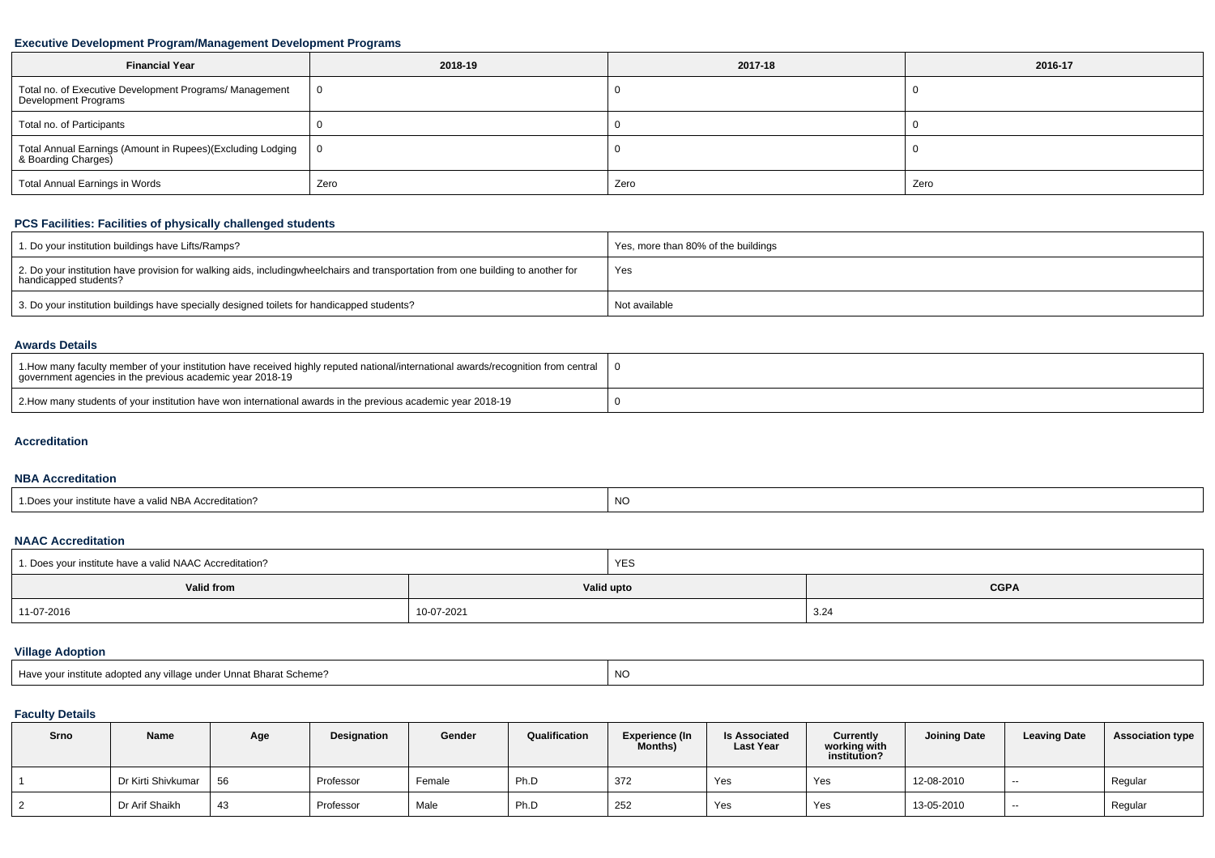### Executive Development Program/Management Development Programs

| Financial Year | 2018-19 | 2017-18 | 2016-17 |
|---|---|---|---|
| Total no. of Executive Development Programs/ Management Development Programs | 0 | 0 | 0 |
| Total no. of Participants | 0 | 0 | 0 |
| Total Annual Earnings (Amount in Rupees)(Excluding Lodging & Boarding Charges) | 0 | 0 | 0 |
| Total Annual Earnings in Words | Zero | Zero | Zero |

### PCS Facilities: Facilities of physically challenged students

| | |
|---|---|
| 1. Do your institution buildings have Lifts/Ramps? | Yes, more than 80% of the buildings |
| 2. Do your institution have provision for walking aids, includingwheelchairs and transportation from one building to another for handicapped students? | Yes |
| 3. Do your institution buildings have specially designed toilets for handicapped students? | Not available |

### Awards Details

| | |
|---|---|
| 1.How many faculty member of your institution have received highly reputed national/international awards/recognition from central government agencies in the previous academic year 2018-19 | 0 |
| 2.How many students of your institution have won international awards in the previous academic year 2018-19 | 0 |

### Accreditation

### NBA Accreditation

| | |
|---|---|
| 1.Does your institute have a valid NBA Accreditation? | NO |

### NAAC Accreditation

| 1. Does your institute have a valid NAAC Accreditation? | YES | |
|---|---|---|
| **Valid from** | **Valid upto** | **CGPA** |
| 11-07-2016 | 10-07-2021 | 3.24 |

### Village Adoption

| | |
|---|---|
| Have your institute adopted any village under Unnat Bharat Scheme? | NO |

### Faculty Details

| Srno | Name | Age | Designation | Gender | Qualification | Experience (In Months) | Is Associated Last Year | Currently working with institution? | Joining Date | Leaving Date | Association type |
|---|---|---|---|---|---|---|---|---|---|---|---|
| 1 | Dr Kirti Shivkumar | 56 | Professor | Female | Ph.D | 372 | Yes | Yes | 12-08-2010 | -- | Regular |
| 2 | Dr Arif Shaikh | 43 | Professor | Male | Ph.D | 252 | Yes | Yes | 13-05-2010 | -- | Regular |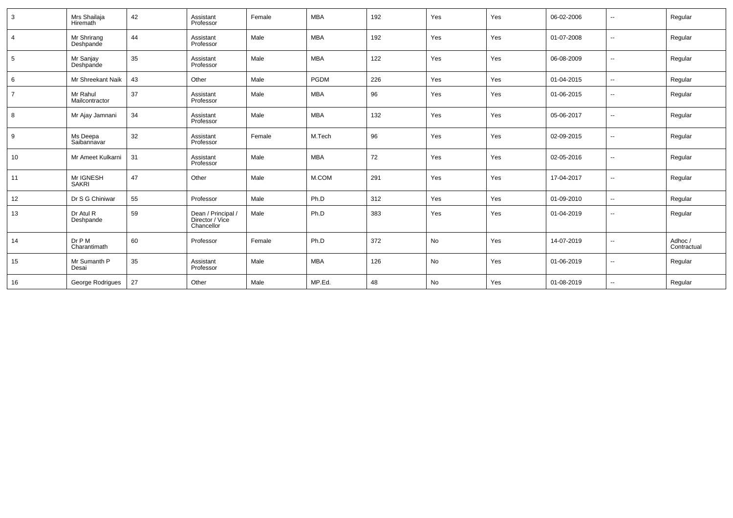| | | | | | | | | | | | |
|---|---|---|---|---|---|---|---|---|---|---|---|
| 3 | Mrs Shailaja Hiremath | 42 | Assistant Professor | Female | MBA | 192 | Yes | Yes | 06-02-2006 | -- | Regular |
| 4 | Mr Shrirang Deshpande | 44 | Assistant Professor | Male | MBA | 192 | Yes | Yes | 01-07-2008 | -- | Regular |
| 5 | Mr Sanjay Deshpande | 35 | Assistant Professor | Male | MBA | 122 | Yes | Yes | 06-08-2009 | -- | Regular |
| 6 | Mr Shreekant Naik | 43 | Other | Male | PGDM | 226 | Yes | Yes | 01-04-2015 | -- | Regular |
| 7 | Mr Rahul Mailcontractor | 37 | Assistant Professor | Male | MBA | 96 | Yes | Yes | 01-06-2015 | -- | Regular |
| 8 | Mr Ajay Jamnani | 34 | Assistant Professor | Male | MBA | 132 | Yes | Yes | 05-06-2017 | -- | Regular |
| 9 | Ms Deepa Saibannavar | 32 | Assistant Professor | Female | M.Tech | 96 | Yes | Yes | 02-09-2015 | -- | Regular |
| 10 | Mr Ameet Kulkarni | 31 | Assistant Professor | Male | MBA | 72 | Yes | Yes | 02-05-2016 | -- | Regular |
| 11 | Mr IGNESH SAKRI | 47 | Other | Male | M.COM | 291 | Yes | Yes | 17-04-2017 | -- | Regular |
| 12 | Dr S G Chiniwar | 55 | Professor | Male | Ph.D | 312 | Yes | Yes | 01-09-2010 | -- | Regular |
| 13 | Dr Atul R Deshpande | 59 | Dean / Principal / Director / Vice Chancellor | Male | Ph.D | 383 | Yes | Yes | 01-04-2019 | -- | Regular |
| 14 | Dr P M Charantimath | 60 | Professor | Female | Ph.D | 372 | No | Yes | 14-07-2019 | -- | Adhoc / Contractual |
| 15 | Mr Sumanth P Desai | 35 | Assistant Professor | Male | MBA | 126 | No | Yes | 01-06-2019 | -- | Regular |
| 16 | George Rodrigues | 27 | Other | Male | MP.Ed. | 48 | No | Yes | 01-08-2019 | -- | Regular |